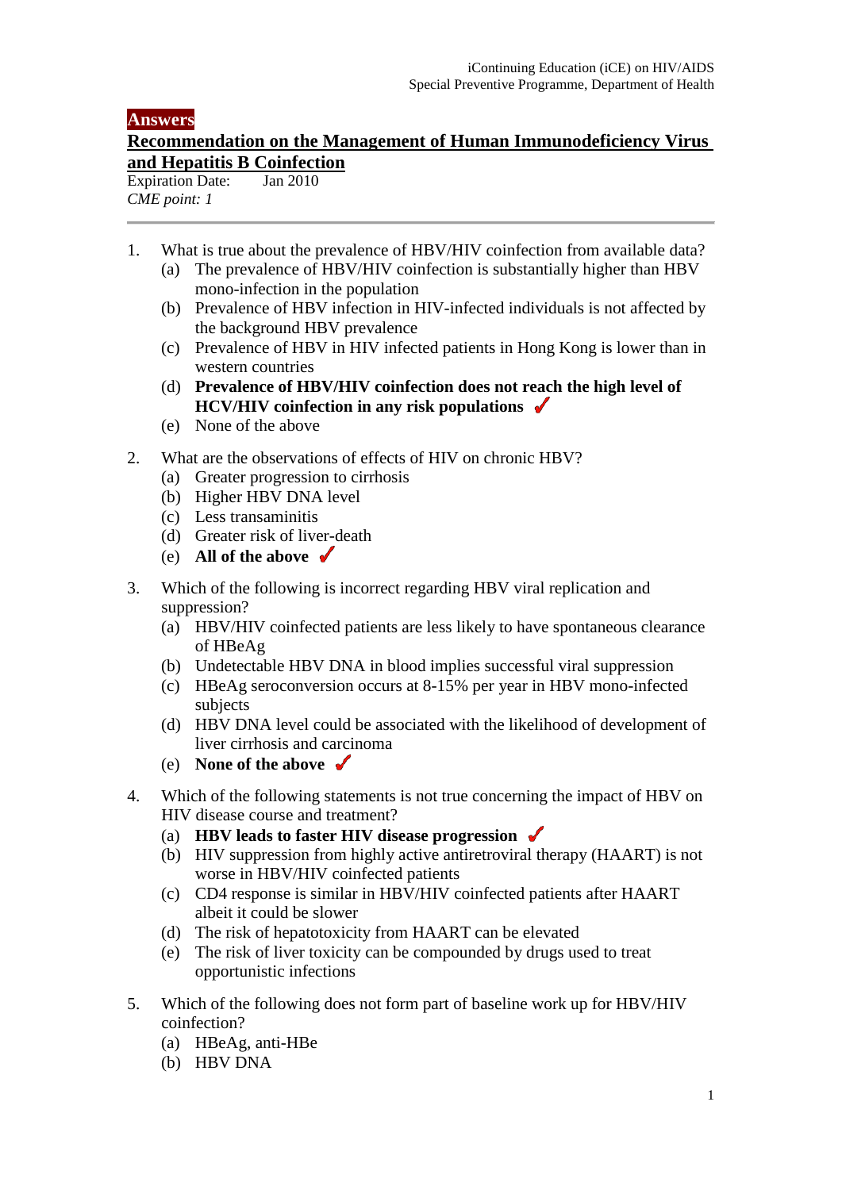**Answers**

## Recommendation on the Management of Human Immunodeficiency Virus and Hepatitis B Coinfection

Expiration Date: Jan 2010

*CME point: 1*

---

1. What is true about the prevalence of HBV/HIV coinfection from available data?
   (a) The prevalence of HBV/HIV coinfection is substantially higher than HBV mono-infection in the population
   (b) Prevalence of HBV infection in HIV-infected individuals is not affected by the background HBV prevalence
   (c) Prevalence of HBV in HIV infected patients in Hong Kong is lower than in western countries
   (d) **Prevalence of HBV/HIV coinfection does not reach the high level of HCV/HIV coinfection in any risk populations** ✓
   (e) None of the above

2. What are the observations of effects of HIV on chronic HBV?
   (a) Greater progression to cirrhosis
   (b) Higher HBV DNA level
   (c) Less transaminitis
   (d) Greater risk of liver-death
   (e) **All of the above** ✓

3. Which of the following is incorrect regarding HBV viral replication and suppression?
   (a) HBV/HIV coinfected patients are less likely to have spontaneous clearance of HBeAg
   (b) Undetectable HBV DNA in blood implies successful viral suppression
   (c) HBeAg seroconversion occurs at 8-15% per year in HBV mono-infected subjects
   (d) HBV DNA level could be associated with the likelihood of development of liver cirrhosis and carcinoma
   (e) **None of the above** ✓

4. Which of the following statements is not true concerning the impact of HBV on HIV disease course and treatment?
   (a) **HBV leads to faster HIV disease progression** ✓
   (b) HIV suppression from highly active antiretroviral therapy (HAART) is not worse in HBV/HIV coinfected patients
   (c) CD4 response is similar in HBV/HIV coinfected patients after HAART albeit it could be slower
   (d) The risk of hepatotoxicity from HAART can be elevated
   (e) The risk of liver toxicity can be compounded by drugs used to treat opportunistic infections

5. Which of the following does not form part of baseline work up for HBV/HIV coinfection?
   (a) HBeAg, anti-HBe
   (b) HBV DNA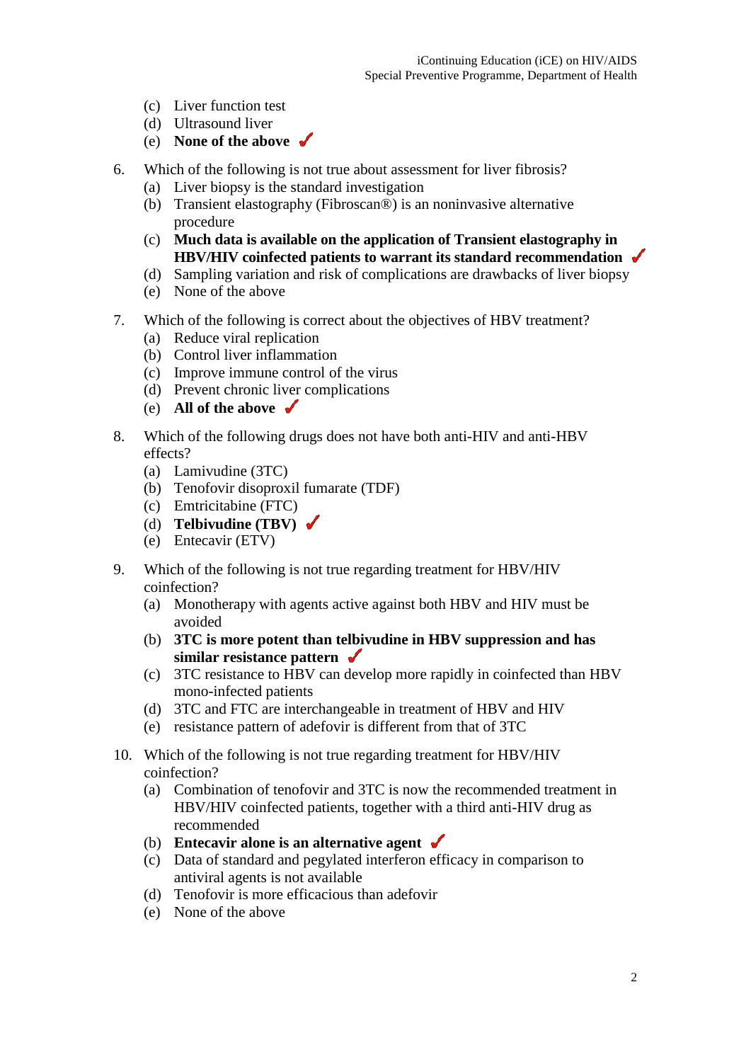(c) Liver function test
(d) Ultrasound liver
(e) **None of the above** ✓

6. Which of the following is not true about assessment for liver fibrosis?
   (a) Liver biopsy is the standard investigation
   (b) Transient elastography (Fibroscan®) is an noninvasive alternative procedure
   (c) **Much data is available on the application of Transient elastography in HBV/HIV coinfected patients to warrant its standard recommendation** ✓
   (d) Sampling variation and risk of complications are drawbacks of liver biopsy
   (e) None of the above

7. Which of the following is correct about the objectives of HBV treatment?
   (a) Reduce viral replication
   (b) Control liver inflammation
   (c) Improve immune control of the virus
   (d) Prevent chronic liver complications
   (e) **All of the above** ✓

8. Which of the following drugs does not have both anti-HIV and anti-HBV effects?
   (a) Lamivudine (3TC)
   (b) Tenofovir disoproxil fumarate (TDF)
   (c) Emtricitabine (FTC)
   (d) **Telbivudine (TBV)** ✓
   (e) Entecavir (ETV)

9. Which of the following is not true regarding treatment for HBV/HIV coinfection?
   (a) Monotherapy with agents active against both HBV and HIV must be avoided
   (b) **3TC is more potent than telbivudine in HBV suppression and has similar resistance pattern** ✓
   (c) 3TC resistance to HBV can develop more rapidly in coinfected than HBV mono-infected patients
   (d) 3TC and FTC are interchangeable in treatment of HBV and HIV
   (e) resistance pattern of adefovir is different from that of 3TC

10. Which of the following is not true regarding treatment for HBV/HIV coinfection?
    (a) Combination of tenofovir and 3TC is now the recommended treatment in HBV/HIV coinfected patients, together with a third anti-HIV drug as recommended
    (b) **Entecavir alone is an alternative agent** ✓
    (c) Data of standard and pegylated interferon efficacy in comparison to antiviral agents is not available
    (d) Tenofovir is more efficacious than adefovir
    (e) None of the above